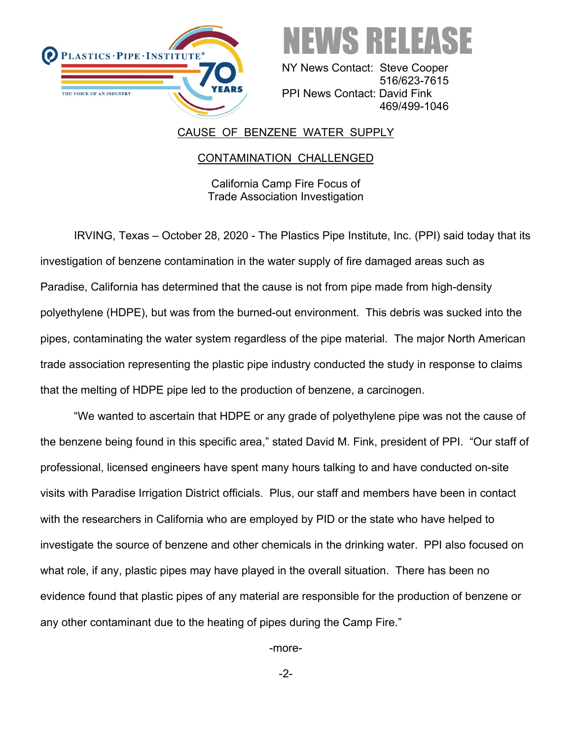PLASTICS · PIPE · INSTITUTE®

THE VOICE OF AN INDUSTRY

70 YEARS

# NEWS RELEASE

NY News Contact: Steve Cooper
516/623-7615

PPI News Contact: David Fink
469/499-1046

## CAUSE OF BENZENE WATER SUPPLY CONTAMINATION CHALLENGED

### California Camp Fire Focus of Trade Association Investigation

IRVING, Texas – October 28, 2020 - The Plastics Pipe Institute, Inc. (PPI) said today that its investigation of benzene contamination in the water supply of fire damaged areas such as Paradise, California has determined that the cause is not from pipe made from high-density polyethylene (HDPE), but was from the burned-out environment. This debris was sucked into the pipes, contaminating the water system regardless of the pipe material. The major North American trade association representing the plastic pipe industry conducted the study in response to claims that the melting of HDPE pipe led to the production of benzene, a carcinogen.

"We wanted to ascertain that HDPE or any grade of polyethylene pipe was not the cause of the benzene being found in this specific area," stated David M. Fink, president of PPI. "Our staff of professional, licensed engineers have spent many hours talking to and have conducted on-site visits with Paradise Irrigation District officials. Plus, our staff and members have been in contact with the researchers in California who are employed by PID or the state who have helped to investigate the source of benzene and other chemicals in the drinking water. PPI also focused on what role, if any, plastic pipes may have played in the overall situation. There has been no evidence found that plastic pipes of any material are responsible for the production of benzene or any other contaminant due to the heating of pipes during the Camp Fire."

-more-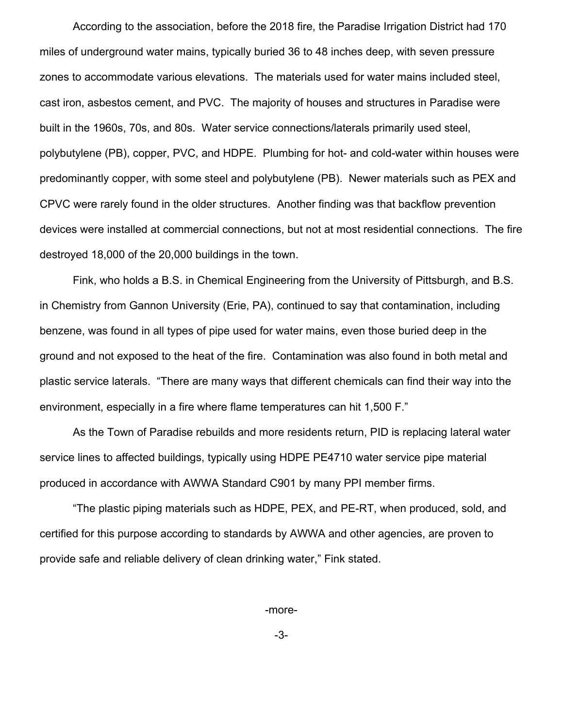According to the association, before the 2018 fire, the Paradise Irrigation District had 170 miles of underground water mains, typically buried 36 to 48 inches deep, with seven pressure zones to accommodate various elevations. The materials used for water mains included steel, cast iron, asbestos cement, and PVC. The majority of houses and structures in Paradise were built in the 1960s, 70s, and 80s. Water service connections/laterals primarily used steel, polybutylene (PB), copper, PVC, and HDPE. Plumbing for hot- and cold-water within houses were predominantly copper, with some steel and polybutylene (PB). Newer materials such as PEX and CPVC were rarely found in the older structures. Another finding was that backflow prevention devices were installed at commercial connections, but not at most residential connections. The fire destroyed 18,000 of the 20,000 buildings in the town.

Fink, who holds a B.S. in Chemical Engineering from the University of Pittsburgh, and B.S. in Chemistry from Gannon University (Erie, PA), continued to say that contamination, including benzene, was found in all types of pipe used for water mains, even those buried deep in the ground and not exposed to the heat of the fire. Contamination was also found in both metal and plastic service laterals. "There are many ways that different chemicals can find their way into the environment, especially in a fire where flame temperatures can hit 1,500 F."

As the Town of Paradise rebuilds and more residents return, PID is replacing lateral water service lines to affected buildings, typically using HDPE PE4710 water service pipe material produced in accordance with AWWA Standard C901 by many PPI member firms.

"The plastic piping materials such as HDPE, PEX, and PE-RT, when produced, sold, and certified for this purpose according to standards by AWWA and other agencies, are proven to provide safe and reliable delivery of clean drinking water," Fink stated.

-more-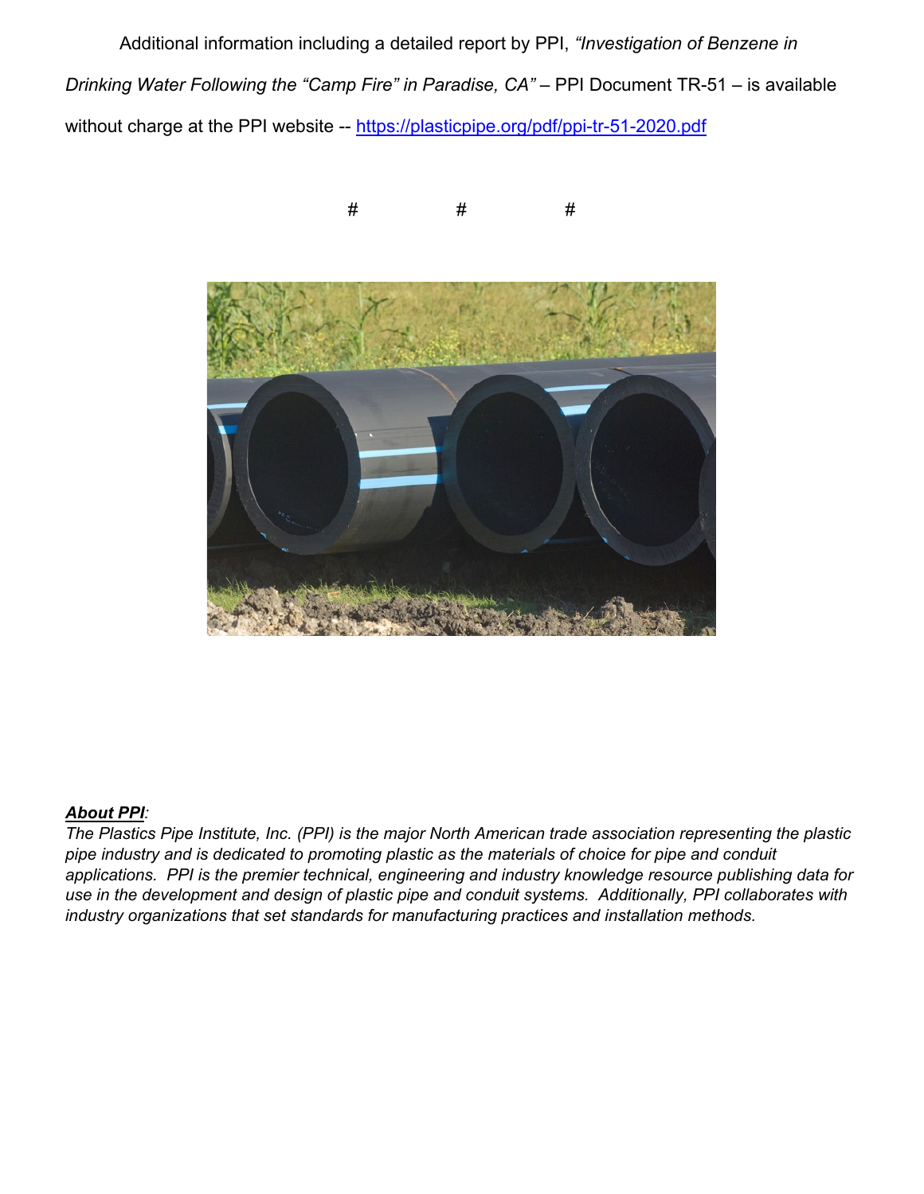Additional information including a detailed report by PPI, *"Investigation of Benzene in Drinking Water Following the "Camp Fire" in Paradise, CA"* – PPI Document TR-51 – is available without charge at the PPI website -- https://plasticpipe.org/pdf/ppi-tr-51-2020.pdf

# # #

***About PPI**:*

*The Plastics Pipe Institute, Inc. (PPI) is the major North American trade association representing the plastic pipe industry and is dedicated to promoting plastic as the materials of choice for pipe and conduit applications. PPI is the premier technical, engineering and industry knowledge resource publishing data for use in the development and design of plastic pipe and conduit systems. Additionally, PPI collaborates with industry organizations that set standards for manufacturing practices and installation methods.*